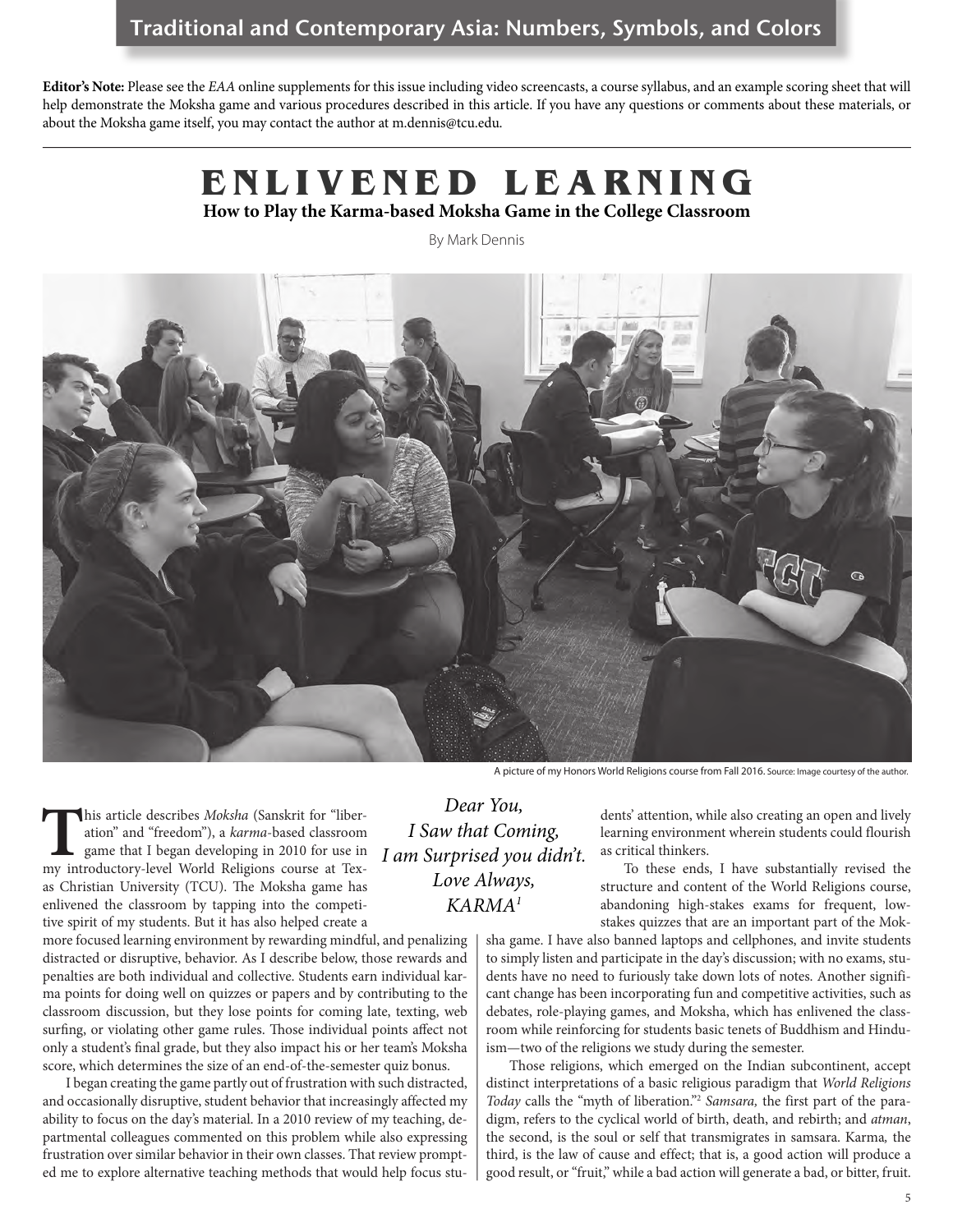**Editor's Note:** Please see the *EAA* online supplements for this issue including video screencasts, a course syllabus, and an example scoring sheet that will help demonstrate the Moksha game and various procedures described in this article. If you have any questions or comments about these materials, or about the Moksha game itself, you may contact the author at m.dennis@tcu.edu.

# ENLIVENED LEARNING

## How to Play the Karma-based Moksha Game in the College Classroom

By Mark Dennis

A picture of my Honors World Religions course from Fall 2016. Source: Image courtesy of the author.

*Dear You,*
*I Saw that Coming,*
*I am Surprised you didn't.*
*Love Always,*
*KARMA*[1]

This article describes *Moksha* (Sanskrit for "liberation" and "freedom"), a *karma*-based classroom game that I began developing in 2010 for use in my introductory-level World Religions course at Texas Christian University (TCU). The Moksha game has enlivened the classroom by tapping into the competitive spirit of my students. But it has also helped create a more focused learning environment by rewarding mindful, and penalizing distracted or disruptive, behavior. As I describe below, those rewards and penalties are both individual and collective. Students earn individual karma points for doing well on quizzes or papers and by contributing to the classroom discussion, but they lose points for coming late, texting, web surfing, or violating other game rules. Those individual points affect not only a student's final grade, but they also impact his or her team's Moksha score, which determines the size of an end-of-the-semester quiz bonus.

I began creating the game partly out of frustration with such distracted, and occasionally disruptive, student behavior that increasingly affected my ability to focus on the day's material. In a 2010 review of my teaching, departmental colleagues commented on this problem while also expressing frustration over similar behavior in their own classes. That review prompted me to explore alternative teaching methods that would help focus students' attention, while also creating an open and lively learning environment wherein students could flourish as critical thinkers.

To these ends, I have substantially revised the structure and content of the World Religions course, abandoning high-stakes exams for frequent, low-stakes quizzes that are an important part of the Moksha game. I have also banned laptops and cellphones, and invite students to simply listen and participate in the day's discussion; with no exams, students have no need to furiously take down lots of notes. Another significant change has been incorporating fun and competitive activities, such as debates, role-playing games, and Moksha, which has enlivened the classroom while reinforcing for students basic tenets of Buddhism and Hinduism—two of the religions we study during the semester.

Those religions, which emerged on the Indian subcontinent, accept distinct interpretations of a basic religious paradigm that *World Religions Today* calls the "myth of liberation."[2] *Samsara,* the first part of the paradigm, refers to the cyclical world of birth, death, and rebirth; and *atman*, the second, is the soul or self that transmigrates in samsara. Karma*,* the third, is the law of cause and effect; that is, a good action will produce a good result, or "fruit," while a bad action will generate a bad, or bitter, fruit.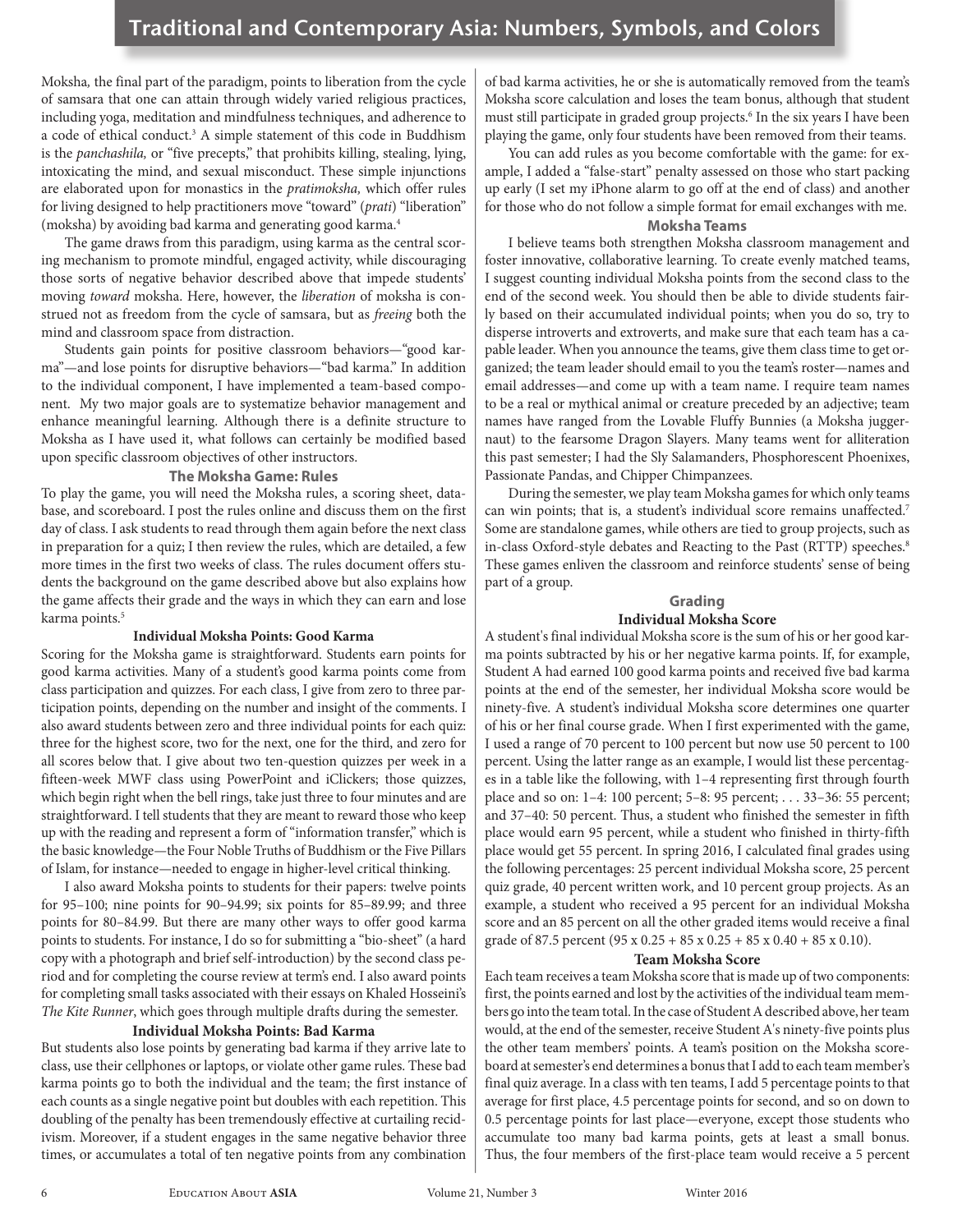Moksha*,* the final part of the paradigm, points to liberation from the cycle of samsara that one can attain through widely varied religious practices, including yoga, meditation and mindfulness techniques, and adherence to a code of ethical conduct.[3] A simple statement of this code in Buddhism is the *panchashila,* or "five precepts," that prohibits killing, stealing, lying, intoxicating the mind, and sexual misconduct. These simple injunctions are elaborated upon for monastics in the *pratimoksha,* which offer rules for living designed to help practitioners move "toward" (*prati*) "liberation" (moksha) by avoiding bad karma and generating good karma.[4]

The game draws from this paradigm, using karma as the central scoring mechanism to promote mindful, engaged activity, while discouraging those sorts of negative behavior described above that impede students' moving *toward* moksha. Here, however, the *liberation* of moksha is construed not as freedom from the cycle of samsara, but as *freeing* both the mind and classroom space from distraction.

Students gain points for positive classroom behaviors—"good karma"—and lose points for disruptive behaviors—"bad karma." In addition to the individual component, I have implemented a team-based component. My two major goals are to systematize behavior management and enhance meaningful learning. Although there is a definite structure to Moksha as I have used it, what follows can certainly be modified based upon specific classroom objectives of other instructors.

### The Moksha Game: Rules

To play the game, you will need the Moksha rules, a scoring sheet, database, and scoreboard. I post the rules online and discuss them on the first day of class. I ask students to read through them again before the next class in preparation for a quiz; I then review the rules, which are detailed, a few more times in the first two weeks of class. The rules document offers students the background on the game described above but also explains how the game affects their grade and the ways in which they can earn and lose karma points.[5]

#### Individual Moksha Points: Good Karma

Scoring for the Moksha game is straightforward. Students earn points for good karma activities. Many of a student's good karma points come from class participation and quizzes. For each class, I give from zero to three participation points, depending on the number and insight of the comments. I also award students between zero and three individual points for each quiz: three for the highest score, two for the next, one for the third, and zero for all scores below that. I give about two ten-question quizzes per week in a fifteen-week MWF class using PowerPoint and iClickers; those quizzes, which begin right when the bell rings, take just three to four minutes and are straightforward. I tell students that they are meant to reward those who keep up with the reading and represent a form of "information transfer," which is the basic knowledge—the Four Noble Truths of Buddhism or the Five Pillars of Islam, for instance—needed to engage in higher-level critical thinking.

I also award Moksha points to students for their papers: twelve points for 95–100; nine points for 90–94.99; six points for 85–89.99; and three points for 80–84.99. But there are many other ways to offer good karma points to students. For instance, I do so for submitting a "bio-sheet" (a hard copy with a photograph and brief self-introduction) by the second class period and for completing the course review at term's end. I also award points for completing small tasks associated with their essays on Khaled Hosseini's *The Kite Runner*, which goes through multiple drafts during the semester.

#### Individual Moksha Points: Bad Karma

But students also lose points by generating bad karma if they arrive late to class, use their cellphones or laptops, or violate other game rules. These bad karma points go to both the individual and the team; the first instance of each counts as a single negative point but doubles with each repetition. This doubling of the penalty has been tremendously effective at curtailing recidivism. Moreover, if a student engages in the same negative behavior three times, or accumulates a total of ten negative points from any combination of bad karma activities, he or she is automatically removed from the team's Moksha score calculation and loses the team bonus, although that student must still participate in graded group projects.[6] In the six years I have been playing the game, only four students have been removed from their teams.

You can add rules as you become comfortable with the game: for example, I added a "false-start" penalty assessed on those who start packing up early (I set my iPhone alarm to go off at the end of class) and another for those who do not follow a simple format for email exchanges with me.

### Moksha Teams

I believe teams both strengthen Moksha classroom management and foster innovative, collaborative learning. To create evenly matched teams, I suggest counting individual Moksha points from the second class to the end of the second week. You should then be able to divide students fairly based on their accumulated individual points; when you do so, try to disperse introverts and extroverts, and make sure that each team has a capable leader. When you announce the teams, give them class time to get organized; the team leader should email to you the team's roster—names and email addresses—and come up with a team name. I require team names to be a real or mythical animal or creature preceded by an adjective; team names have ranged from the Lovable Fluffy Bunnies (a Moksha juggernaut) to the fearsome Dragon Slayers. Many teams went for alliteration this past semester; I had the Sly Salamanders, Phosphorescent Phoenixes, Passionate Pandas, and Chipper Chimpanzees.

During the semester, we play team Moksha games for which only teams can win points; that is, a student's individual score remains unaffected.[7] Some are standalone games, while others are tied to group projects, such as in-class Oxford-style debates and Reacting to the Past (RTTP) speeches.[8] These games enliven the classroom and reinforce students' sense of being part of a group.

### Grading

#### Individual Moksha Score

A student's final individual Moksha score is the sum of his or her good karma points subtracted by his or her negative karma points. If, for example, Student A had earned 100 good karma points and received five bad karma points at the end of the semester, her individual Moksha score would be ninety-five. A student's individual Moksha score determines one quarter of his or her final course grade. When I first experimented with the game, I used a range of 70 percent to 100 percent but now use 50 percent to 100 percent. Using the latter range as an example, I would list these percentages in a table like the following, with 1–4 representing first through fourth place and so on: 1–4: 100 percent; 5–8: 95 percent; . . . 33–36: 55 percent; and 37–40: 50 percent. Thus, a student who finished the semester in fifth place would earn 95 percent, while a student who finished in thirty-fifth place would get 55 percent. In spring 2016, I calculated final grades using the following percentages: 25 percent individual Moksha score, 25 percent quiz grade, 40 percent written work, and 10 percent group projects. As an example, a student who received a 95 percent for an individual Moksha score and an 85 percent on all the other graded items would receive a final grade of 87.5 percent (95 x 0.25 + 85 x 0.25 + 85 x 0.40 + 85 x 0.10).

#### Team Moksha Score

Each team receives a team Moksha score that is made up of two components: first, the points earned and lost by the activities of the individual team members go into the team total. In the case of Student A described above, her team would, at the end of the semester, receive Student A's ninety-five points plus the other team members' points. A team's position on the Moksha scoreboard at semester's end determines a bonus that I add to each team member's final quiz average. In a class with ten teams, I add 5 percentage points to that average for first place, 4.5 percentage points for second, and so on down to 0.5 percentage points for last place—everyone, except those students who accumulate too many bad karma points, gets at least a small bonus. Thus, the four members of the first-place team would receive a 5 percent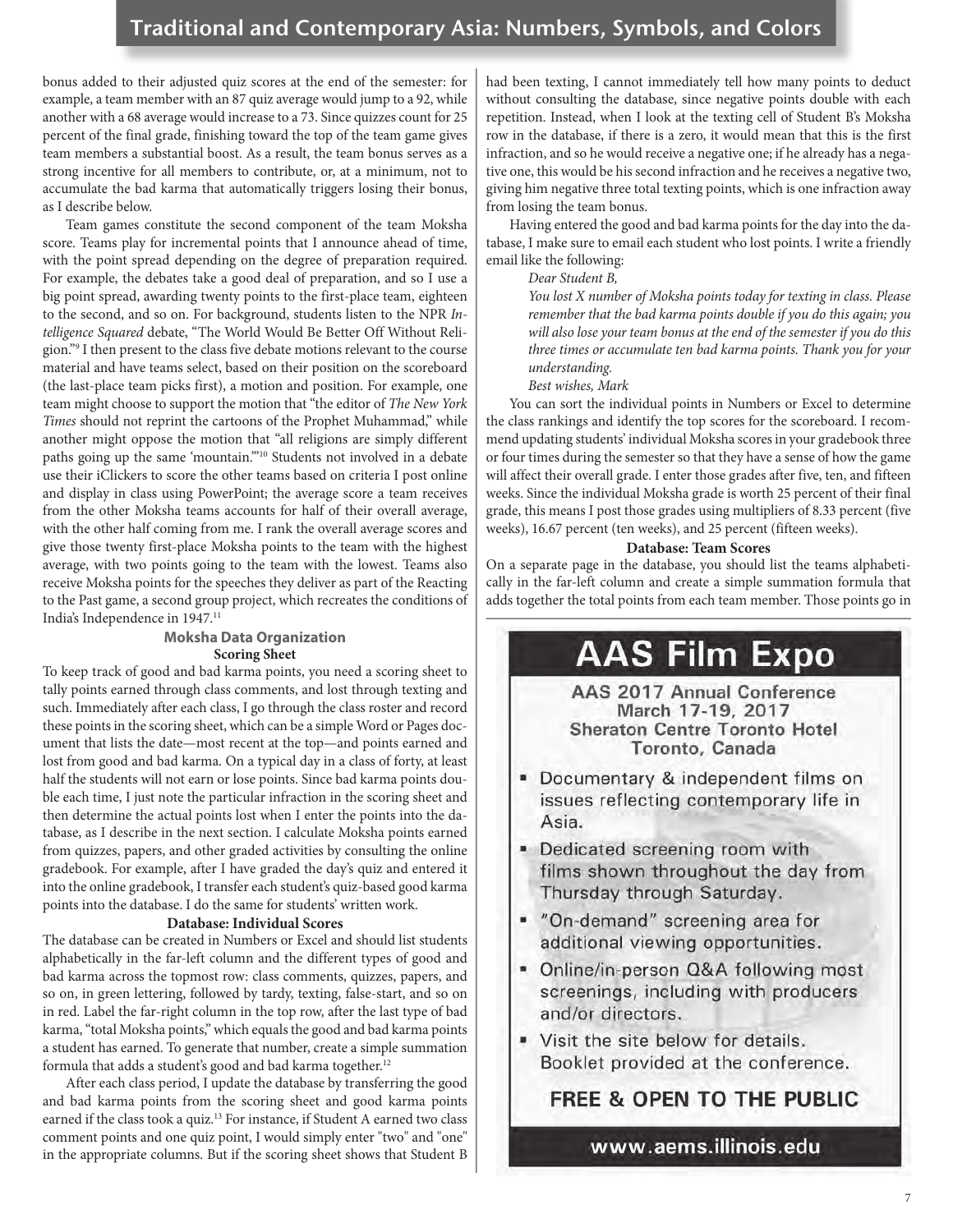bonus added to their adjusted quiz scores at the end of the semester: for example, a team member with an 87 quiz average would jump to a 92, while another with a 68 average would increase to a 73. Since quizzes count for 25 percent of the final grade, finishing toward the top of the team game gives team members a substantial boost. As a result, the team bonus serves as a strong incentive for all members to contribute, or, at a minimum, not to accumulate the bad karma that automatically triggers losing their bonus, as I describe below.

Team games constitute the second component of the team Moksha score. Teams play for incremental points that I announce ahead of time, with the point spread depending on the degree of preparation required. For example, the debates take a good deal of preparation, and so I use a big point spread, awarding twenty points to the first-place team, eighteen to the second, and so on. For background, students listen to the NPR *Intelligence Squared* debate, "The World Would Be Better Off Without Religion."[9] I then present to the class five debate motions relevant to the course material and have teams select, based on their position on the scoreboard (the last-place team picks first), a motion and position. For example, one team might choose to support the motion that "the editor of *The New York Times* should not reprint the cartoons of the Prophet Muhammad," while another might oppose the motion that "all religions are simply different paths going up the same 'mountain.'"[10] Students not involved in a debate use their iClickers to score the other teams based on criteria I post online and display in class using PowerPoint; the average score a team receives from the other Moksha teams accounts for half of their overall average, with the other half coming from me. I rank the overall average scores and give those twenty first-place Moksha points to the team with the highest average, with two points going to the team with the lowest. Teams also receive Moksha points for the speeches they deliver as part of the Reacting to the Past game, a second group project, which recreates the conditions of India's Independence in 1947.[11]

## Moksha Data Organization

### Scoring Sheet

To keep track of good and bad karma points, you need a scoring sheet to tally points earned through class comments, and lost through texting and such. Immediately after each class, I go through the class roster and record these points in the scoring sheet, which can be a simple Word or Pages document that lists the date—most recent at the top—and points earned and lost from good and bad karma. On a typical day in a class of forty, at least half the students will not earn or lose points. Since bad karma points double each time, I just note the particular infraction in the scoring sheet and then determine the actual points lost when I enter the points into the database, as I describe in the next section. I calculate Moksha points earned from quizzes, papers, and other graded activities by consulting the online gradebook. For example, after I have graded the day's quiz and entered it into the online gradebook, I transfer each student's quiz-based good karma points into the database. I do the same for students' written work.

### Database: Individual Scores

The database can be created in Numbers or Excel and should list students alphabetically in the far-left column and the different types of good and bad karma across the topmost row: class comments, quizzes, papers, and so on, in green lettering, followed by tardy, texting, false-start, and so on in red. Label the far-right column in the top row, after the last type of bad karma, "total Moksha points," which equals the good and bad karma points a student has earned. To generate that number, create a simple summation formula that adds a student's good and bad karma together.[12]

After each class period, I update the database by transferring the good and bad karma points from the scoring sheet and good karma points earned if the class took a quiz.[13] For instance, if Student A earned two class comment points and one quiz point, I would simply enter "two" and "one" in the appropriate columns. But if the scoring sheet shows that Student B had been texting, I cannot immediately tell how many points to deduct without consulting the database, since negative points double with each repetition. Instead, when I look at the texting cell of Student B's Moksha row in the database, if there is a zero, it would mean that this is the first infraction, and so he would receive a negative one; if he already has a negative one, this would be his second infraction and he receives a negative two, giving him negative three total texting points, which is one infraction away from losing the team bonus.

Having entered the good and bad karma points for the day into the database, I make sure to email each student who lost points. I write a friendly email like the following:

> *Dear Student B,*
>
> *You lost X number of Moksha points today for texting in class. Please remember that the bad karma points double if you do this again; you will also lose your team bonus at the end of the semester if you do this three times or accumulate ten bad karma points. Thank you for your understanding.*
>
> *Best wishes, Mark*

You can sort the individual points in Numbers or Excel to determine the class rankings and identify the top scores for the scoreboard. I recommend updating students' individual Moksha scores in your gradebook three or four times during the semester so that they have a sense of how the game will affect their overall grade. I enter those grades after five, ten, and fifteen weeks. Since the individual Moksha grade is worth 25 percent of their final grade, this means I post those grades using multipliers of 8.33 percent (five weeks), 16.67 percent (ten weeks), and 25 percent (fifteen weeks).

### Database: Team Scores

On a separate page in the database, you should list the teams alphabetically in the far-left column and create a simple summation formula that adds together the total points from each team member. Those points go in

**AAS Film Expo**

**AAS 2017 Annual Conference**
**March 17-19, 2017**
**Sheraton Centre Toronto Hotel**
**Toronto, Canada**

- Documentary & independent films on issues reflecting contemporary life in Asia.
- Dedicated screening room with films shown throughout the day from Thursday through Saturday.
- "On-demand" screening area for additional viewing opportunities.
- Online/in-person Q&A following most screenings, including with producers and/or directors.
- Visit the site below for details. Booklet provided at the conference.

**FREE & OPEN TO THE PUBLIC**

**www.aems.illinois.edu**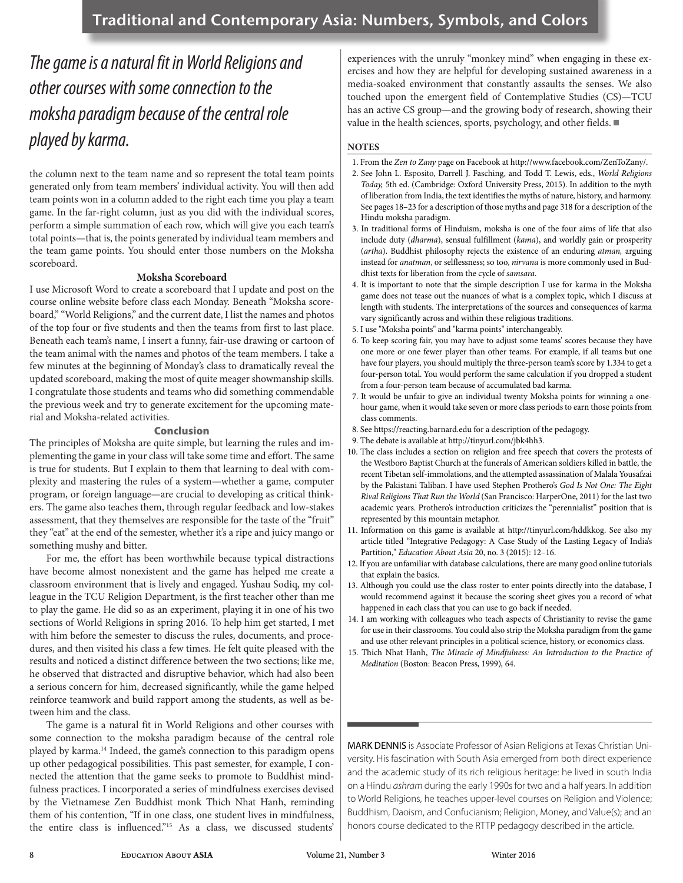*The game is a natural fit in World Religions and other courses with some connection to the moksha paradigm because of the central role played by karma.*

the column next to the team name and so represent the total team points generated only from team members' individual activity. You will then add team points won in a column added to the right each time you play a team game. In the far-right column, just as you did with the individual scores, perform a simple summation of each row, which will give you each team's total points—that is, the points generated by individual team members and the team game points. You should enter those numbers on the Moksha scoreboard.

**Moksha Scoreboard**

I use Microsoft Word to create a scoreboard that I update and post on the course online website before class each Monday. Beneath "Moksha scoreboard," "World Religions," and the current date, I list the names and photos of the top four or five students and then the teams from first to last place. Beneath each team's name, I insert a funny, fair-use drawing or cartoon of the team animal with the names and photos of the team members. I take a few minutes at the beginning of Monday's class to dramatically reveal the updated scoreboard, making the most of quite meager showmanship skills. I congratulate those students and teams who did something commendable the previous week and try to generate excitement for the upcoming material and Moksha-related activities.

## Conclusion

The principles of Moksha are quite simple, but learning the rules and implementing the game in your class will take some time and effort. The same is true for students. But I explain to them that learning to deal with complexity and mastering the rules of a system—whether a game, computer program, or foreign language—are crucial to developing as critical thinkers. The game also teaches them, through regular feedback and low-stakes assessment, that they themselves are responsible for the taste of the "fruit" they "eat" at the end of the semester, whether it's a ripe and juicy mango or something mushy and bitter.

For me, the effort has been worthwhile because typical distractions have become almost nonexistent and the game has helped me create a classroom environment that is lively and engaged. Yushau Sodiq, my colleague in the TCU Religion Department, is the first teacher other than me to play the game. He did so as an experiment, playing it in one of his two sections of World Religions in spring 2016. To help him get started, I met with him before the semester to discuss the rules, documents, and procedures, and then visited his class a few times. He felt quite pleased with the results and noticed a distinct difference between the two sections; like me, he observed that distracted and disruptive behavior, which had also been a serious concern for him, decreased significantly, while the game helped reinforce teamwork and build rapport among the students, as well as between him and the class.

The game is a natural fit in World Religions and other courses with some connection to the moksha paradigm because of the central role played by karma.[14] Indeed, the game's connection to this paradigm opens up other pedagogical possibilities. This past semester, for example, I connected the attention that the game seeks to promote to Buddhist mindfulness practices. I incorporated a series of mindfulness exercises devised by the Vietnamese Zen Buddhist monk Thich Nhat Hanh, reminding them of his contention, "If in one class, one student lives in mindfulness, the entire class is influenced."[15] As a class, we discussed students' experiences with the unruly "monkey mind" when engaging in these exercises and how they are helpful for developing sustained awareness in a media-soaked environment that constantly assaults the senses. We also touched upon the emergent field of Contemplative Studies (CS)—TCU has an active CS group—and the growing body of research, showing their value in the health sciences, sports, psychology, and other fields. ■

## NOTES

1. From the *Zen to Zany* page on Facebook at http://www.facebook.com/ZenToZany/.
2. See John L. Esposito, Darrell J. Fasching, and Todd T. Lewis, eds., *World Religions Today,* 5th ed. (Cambridge: Oxford University Press, 2015). In addition to the myth of liberation from India, the text identifies the myths of nature, history, and harmony. See pages 18–23 for a description of those myths and page 318 for a description of the Hindu moksha paradigm.
3. In traditional forms of Hinduism, moksha is one of the four aims of life that also include duty (*dharma*), sensual fulfillment (*kama*), and worldly gain or prosperity (*artha*). Buddhist philosophy rejects the existence of an enduring *atman,* arguing instead for *anatman*, or selflessness; so too, *nirvana* is more commonly used in Buddhist texts for liberation from the cycle of *samsara*.
4. It is important to note that the simple description I use for karma in the Moksha game does not tease out the nuances of what is a complex topic, which I discuss at length with students. The interpretations of the sources and consequences of karma vary significantly across and within these religious traditions.
5. I use "Moksha points" and "karma points" interchangeably.
6. To keep scoring fair, you may have to adjust some teams' scores because they have one more or one fewer player than other teams. For example, if all teams but one have four players, you should multiply the three-person team's score by 1.334 to get a four-person total. You would perform the same calculation if you dropped a student from a four-person team because of accumulated bad karma.
7. It would be unfair to give an individual twenty Moksha points for winning a one-hour game, when it would take seven or more class periods to earn those points from class comments.
8. See https://reacting.barnard.edu for a description of the pedagogy.
9. The debate is available at http://tinyurl.com/jbk4hh3.
10. The class includes a section on religion and free speech that covers the protests of the Westboro Baptist Church at the funerals of American soldiers killed in battle, the recent Tibetan self-immolations, and the attempted assassination of Malala Yousafzai by the Pakistani Taliban. I have used Stephen Prothero's *God Is Not One: The Eight Rival Religions That Run the World* (San Francisco: HarperOne, 2011) for the last two academic years. Prothero's introduction criticizes the "perennialist" position that is represented by this mountain metaphor.
11. Information on this game is available at http://tinyurl.com/hddkkog. See also my article titled "Integrative Pedagogy: A Case Study of the Lasting Legacy of India's Partition," *Education About Asia* 20, no. 3 (2015): 12–16.
12. If you are unfamiliar with database calculations, there are many good online tutorials that explain the basics.
13. Although you could use the class roster to enter points directly into the database, I would recommend against it because the scoring sheet gives you a record of what happened in each class that you can use to go back if needed.
14. I am working with colleagues who teach aspects of Christianity to revise the game for use in their classrooms. You could also strip the Moksha paradigm from the game and use other relevant principles in a political science, history, or economics class.
15. Thich Nhat Hanh, *The Miracle of Mindfulness: An Introduction to the Practice of Meditation* (Boston: Beacon Press, 1999), 64.

MARK DENNIS is Associate Professor of Asian Religions at Texas Christian University. His fascination with South Asia emerged from both direct experience and the academic study of its rich religious heritage: he lived in south India on a Hindu *ashram* during the early 1990s for two and a half years. In addition to World Religions, he teaches upper-level courses on Religion and Violence; Buddhism, Daoism, and Confucianism; Religion, Money, and Value(s); and an honors course dedicated to the RTTP pedagogy described in the article.